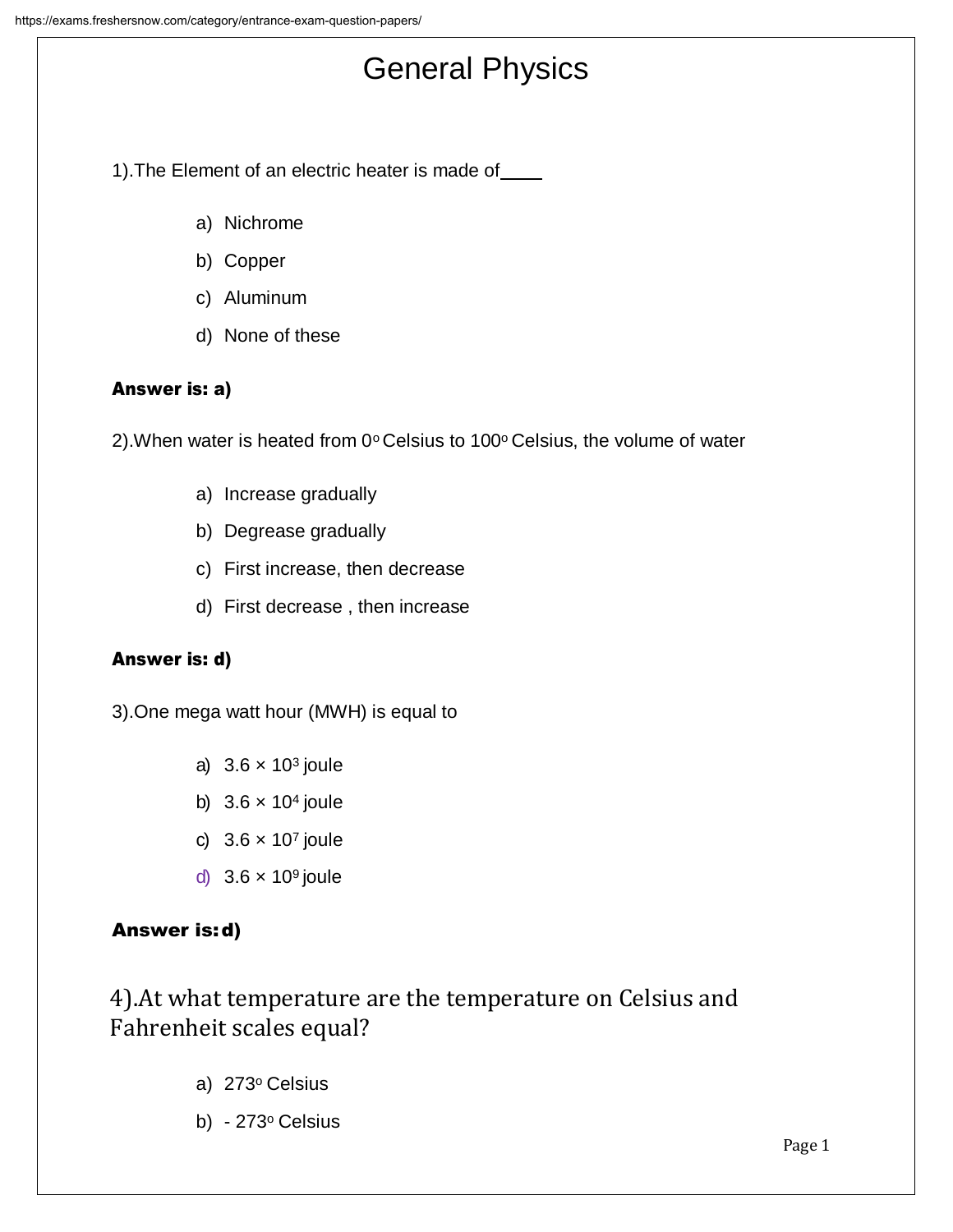# General Physics

1).The Element of an electric heater is made of____

a) Nichrome
b) Copper
c) Aluminum
d) None of these

**Answer is: a)**

2).When water is heated from $0^o$ Celsius to $100^o$ Celsius, the volume of water

a) Increase gradually
b) Degrease gradually
c) First increase, then decrease
d) First decrease , then increase

**Answer is: d)**

3).One mega watt hour (MWH) is equal to

a) $3.6 \times 10^3$ joule
b) $3.6 \times 10^4$ joule
c) $3.6 \times 10^7$ joule
d) $3.6 \times 10^9$ joule

**Answer is: d)**

4).At what temperature are the temperature on Celsius and Fahrenheit scales equal?

a) $273^o$ Celsius
b) $- 273^o$ Celsius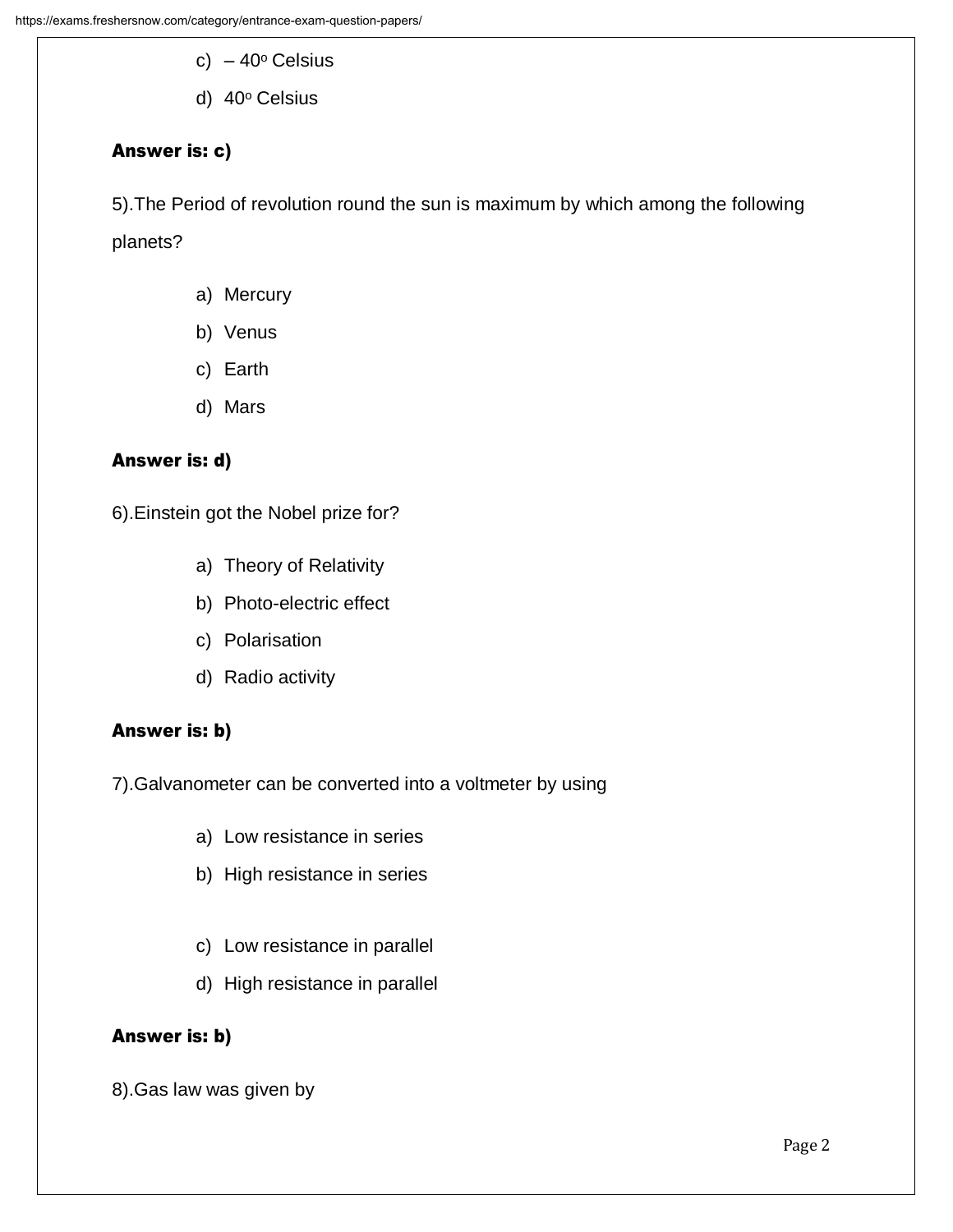c) $-40^{o}$ Celsius

d) $40^{o}$ Celsius

**Answer is: c)**

5).The Period of revolution round the sun is maximum by which among the following planets?

a) Mercury

b) Venus

c) Earth

d) Mars

**Answer is: d)**

6).Einstein got the Nobel prize for?

a) Theory of Relativity

b) Photo-electric effect

c) Polarisation

d) Radio activity

**Answer is: b)**

7).Galvanometer can be converted into a voltmeter by using

a) Low resistance in series

b) High resistance in series

c) Low resistance in parallel

d) High resistance in parallel

**Answer is: b)**

8).Gas law was given by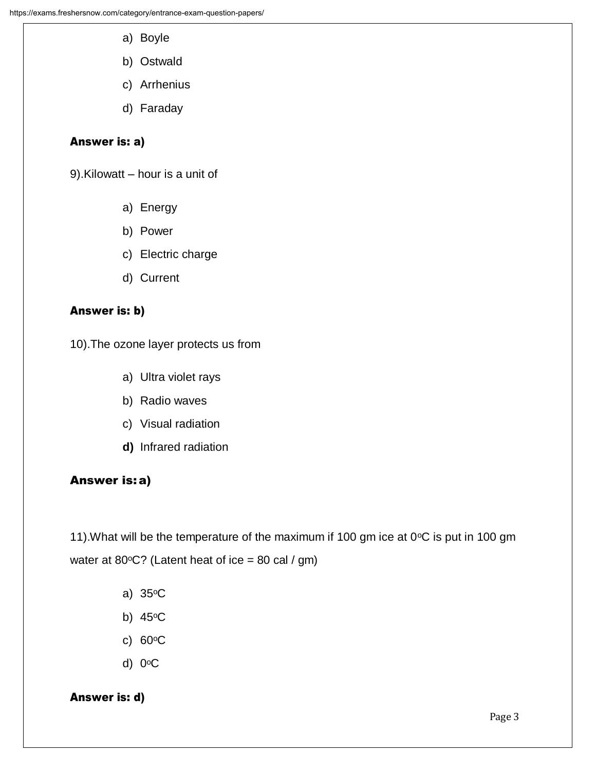a) Boyle

b) Ostwald

c) Arrhenius

d) Faraday

**Answer is: a)**

9).Kilowatt – hour is a unit of

a) Energy

b) Power

c) Electric charge

d) Current

**Answer is: b)**

10).The ozone layer protects us from

a) Ultra violet rays

b) Radio waves

c) Visual radiation

**d)** Infrared radiation

**Answer is: a)**

11).What will be the temperature of the maximum if 100 gm ice at 0$^o$C is put in 100 gm water at 80$^o$C? (Latent heat of ice = 80 cal / gm)

a) 35$^o$C

b) 45$^o$C

c) 60$^o$C

d) 0$^o$C

**Answer is: d)**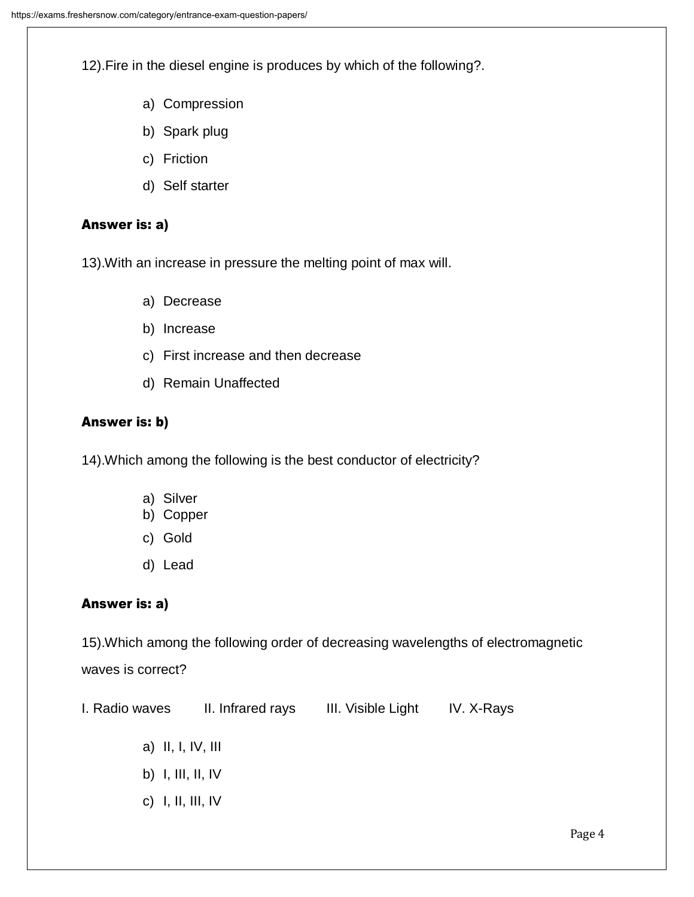12).Fire in the diesel engine is produces by which of the following?.

a) Compression
b) Spark plug
c) Friction
d) Self starter

**Answer is: a)**

13).With an increase in pressure the melting point of max will.

a) Decrease
b) Increase
c) First increase and then decrease
d) Remain Unaffected

**Answer is: b)**

14).Which among the following is the best conductor of electricity?

a) Silver
b) Copper
c) Gold
d) Lead

**Answer is: a)**

15).Which among the following order of decreasing wavelengths of electromagnetic waves is correct?

I. Radio waves  II. Infrared rays  III. Visible Light  IV. X-Rays

a) II, I, IV, III
b) I, III, II, IV
c) I, II, III, IV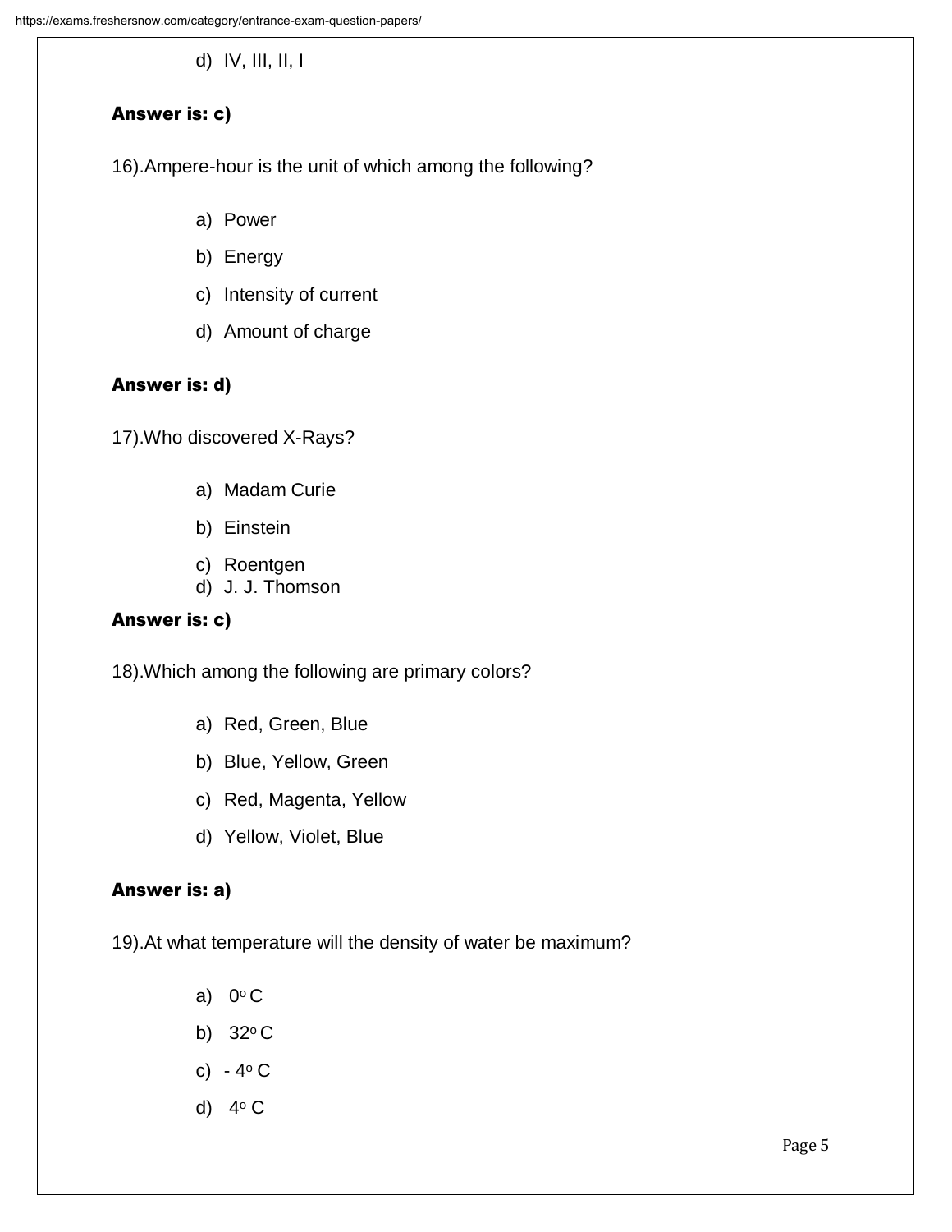d) IV, III, II, I

**Answer is: c)**

16).Ampere-hour is the unit of which among the following?

a) Power
b) Energy
c) Intensity of current
d) Amount of charge

**Answer is: d)**

17).Who discovered X-Rays?

a) Madam Curie
b) Einstein
c) Roentgen
d) J. J. Thomson

**Answer is: c)**

18).Which among the following are primary colors?

a) Red, Green, Blue
b) Blue, Yellow, Green
c) Red, Magenta, Yellow
d) Yellow, Violet, Blue

**Answer is: a)**

19).At what temperature will the density of water be maximum?

a) $0^o$ C
b) $32^o$ C
c) - $4^o$ C
d) $4^o$ C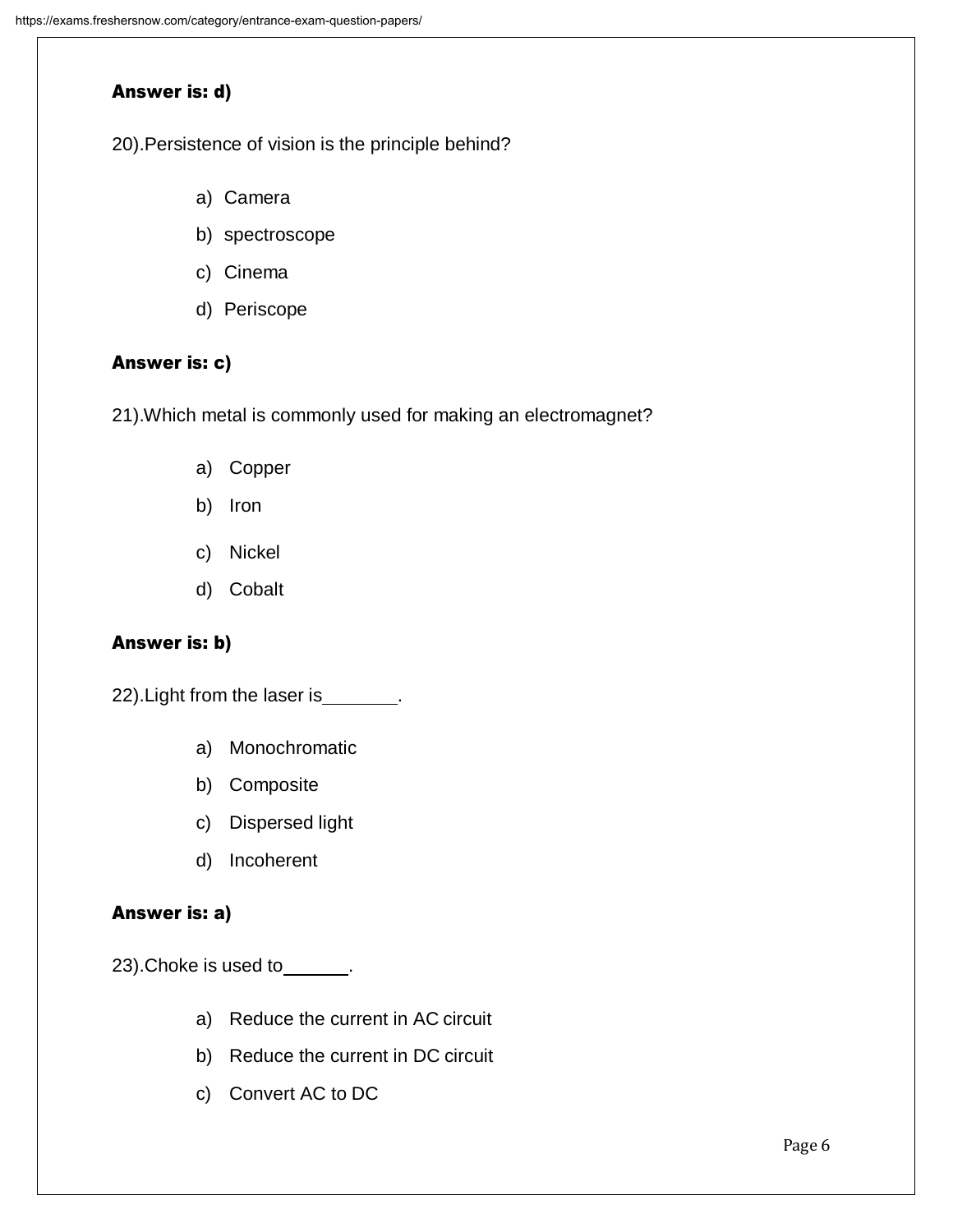**Answer is: d)**

20).Persistence of vision is the principle behind?

a) Camera
b) spectroscope
c) Cinema
d) Periscope

**Answer is: c)**

21).Which metal is commonly used for making an electromagnet?

a) Copper
b) Iron
c) Nickel
d) Cobalt

**Answer is: b)**

22).Light from the laser is_______.

a) Monochromatic
b) Composite
c) Dispersed light
d) Incoherent

**Answer is: a)**

23).Choke is used to______.

a) Reduce the current in AC circuit
b) Reduce the current in DC circuit
c) Convert AC to DC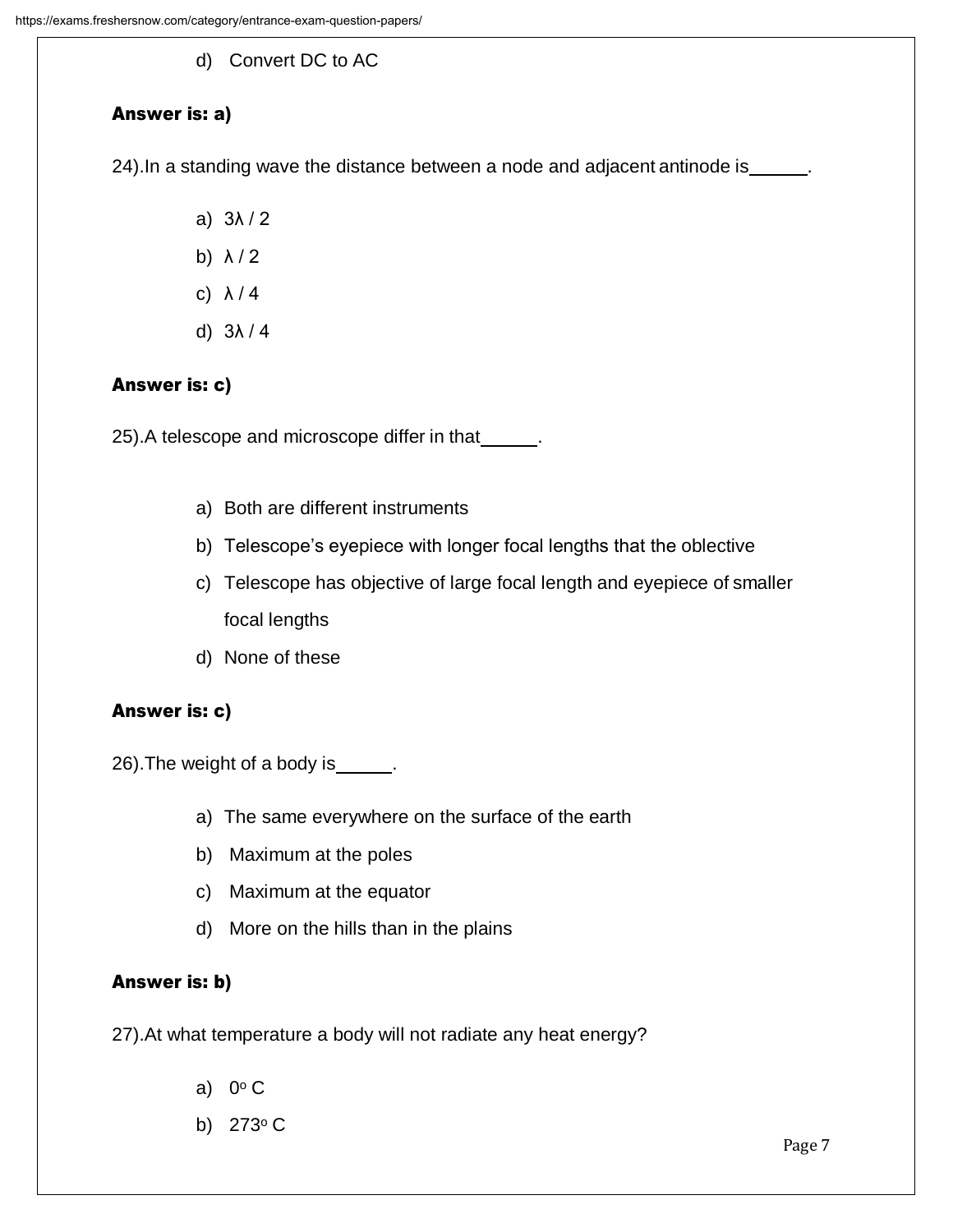d) Convert DC to AC

**Answer is: a)**

24).In a standing wave the distance between a node and adjacent antinode is_____.

a) 3λ / 2
b) λ / 2
c) λ / 4
d) 3λ / 4

**Answer is: c)**

25).A telescope and microscope differ in that_____.

a) Both are different instruments
b) Telescope's eyepiece with longer focal lengths that the oblective
c) Telescope has objective of large focal length and eyepiece of smaller focal lengths
d) None of these

**Answer is: c)**

26).The weight of a body is_____.

a) The same everywhere on the surface of the earth
b) Maximum at the poles
c) Maximum at the equator
d) More on the hills than in the plains

**Answer is: b)**

27).At what temperature a body will not radiate any heat energy?

a) $0^o$ C
b) $273^o$ C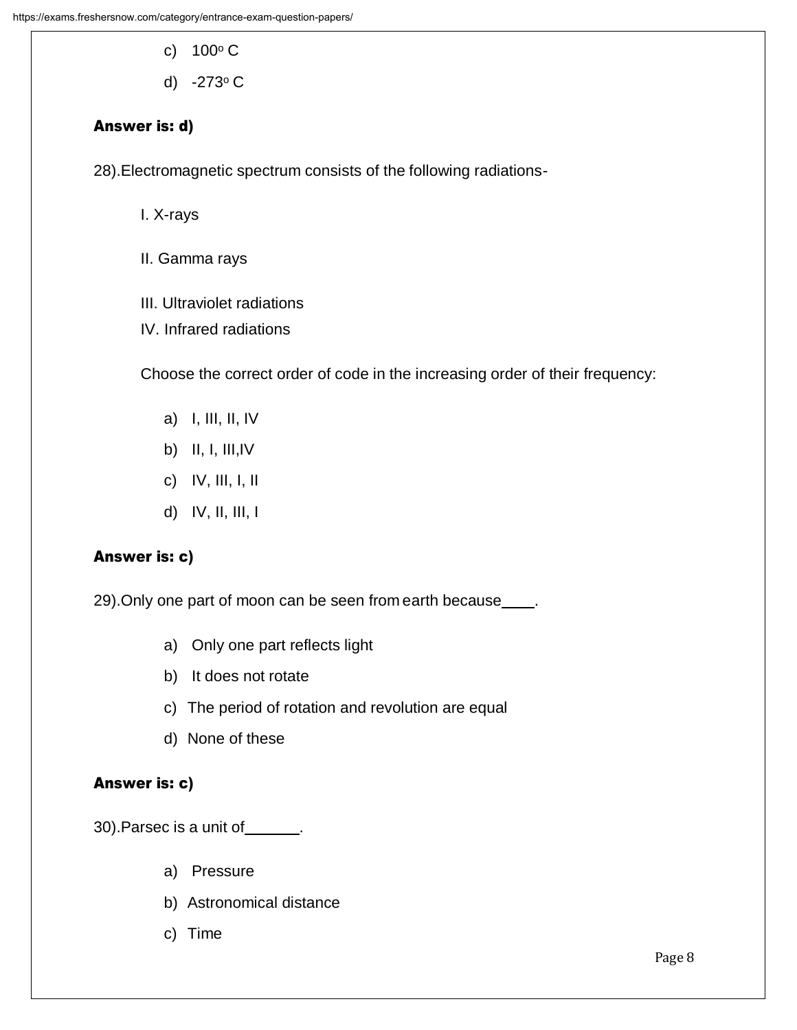c) $100^o$ C

d) $-273^o$ C

**Answer is: d)**

28).Electromagnetic spectrum consists of the following radiations-

I. X-rays

II. Gamma rays

III. Ultraviolet radiations

IV. Infrared radiations

Choose the correct order of code in the increasing order of their frequency:

a) I, III, II, IV
b) II, I, III,IV
c) IV, III, I, II
d) IV, II, III, I

**Answer is: c)**

29).Only one part of moon can be seen from earth because____.

a) Only one part reflects light
b) It does not rotate
c) The period of rotation and revolution are equal
d) None of these

**Answer is: c)**

30).Parsec is a unit of______.

a) Pressure
b) Astronomical distance
c) Time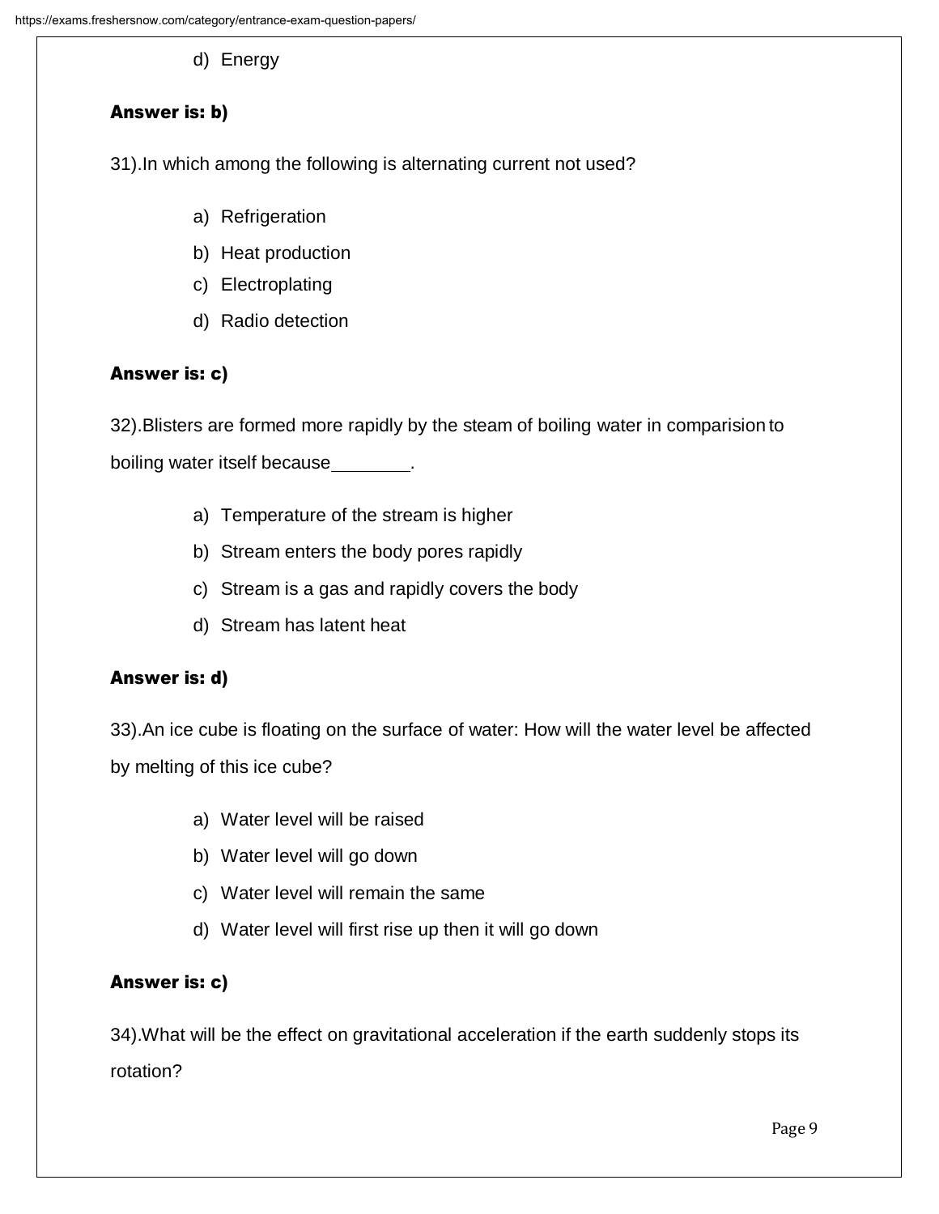d) Energy

**Answer is: b)**

31).In which among the following is alternating current not used?

a) Refrigeration
b) Heat production
c) Electroplating
d) Radio detection

**Answer is: c)**

32).Blisters are formed more rapidly by the steam of boiling water in comparision to boiling water itself because________.

a) Temperature of the stream is higher
b) Stream enters the body pores rapidly
c) Stream is a gas and rapidly covers the body
d) Stream has latent heat

**Answer is: d)**

33).An ice cube is floating on the surface of water: How will the water level be affected by melting of this ice cube?

a) Water level will be raised
b) Water level will go down
c) Water level will remain the same
d) Water level will first rise up then it will go down

**Answer is: c)**

34).What will be the effect on gravitational acceleration if the earth suddenly stops its rotation?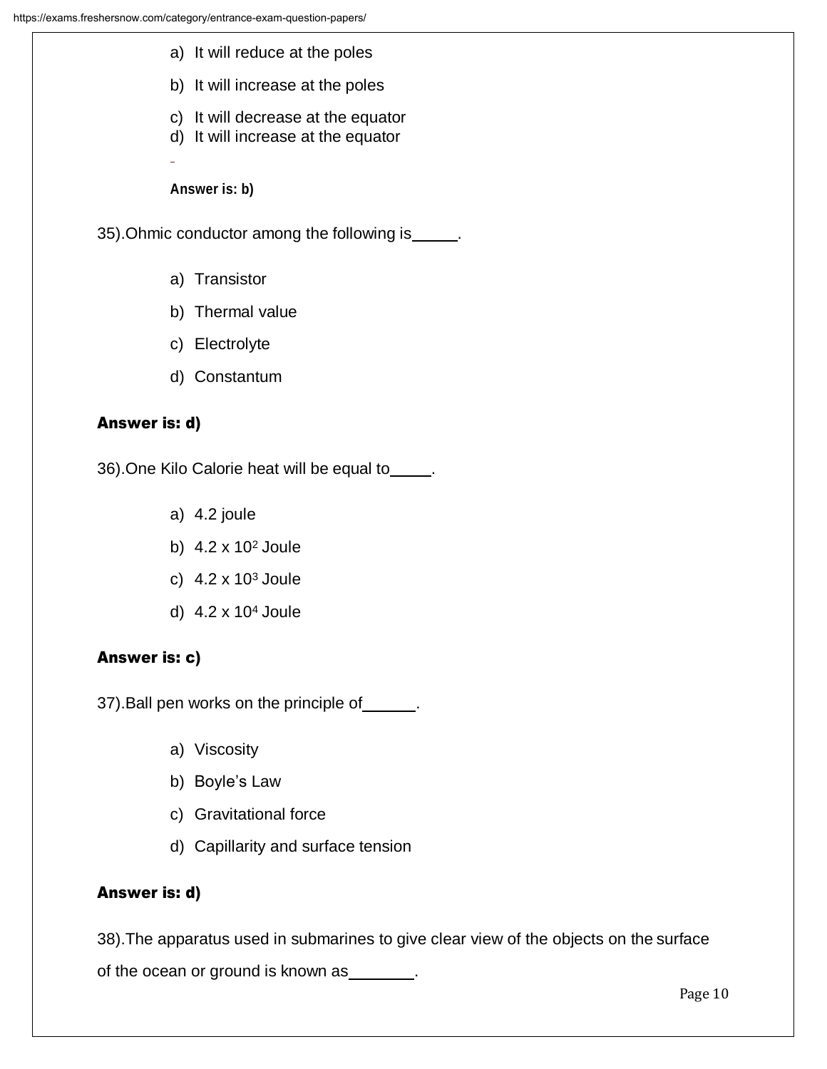a) It will reduce at the poles

b) It will increase at the poles

c) It will decrease at the equator

d) It will increase at the equator

**Answer is: b)**

35).Ohmic conductor among the following is_____.

a) Transistor

b) Thermal value

c) Electrolyte

d) Constantum

**Answer is: d)**

36).One Kilo Calorie heat will be equal to_____.

a) 4.2 joule

b) $4.2 \times 10^2$ Joule

c) $4.2 \times 10^3$ Joule

d) $4.2 \times 10^4$ Joule

**Answer is: c)**

37).Ball pen works on the principle of______.

a) Viscosity

b) Boyle's Law

c) Gravitational force

d) Capillarity and surface tension

**Answer is: d)**

38).The apparatus used in submarines to give clear view of the objects on the surface of the ocean or ground is known as_______.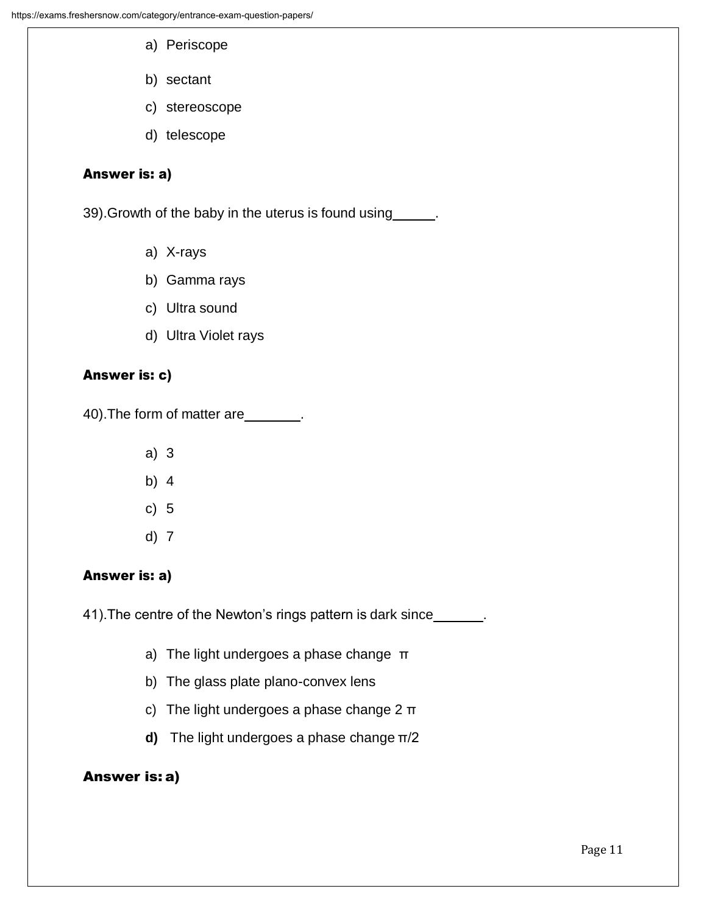a) Periscope

b) sectant

c) stereoscope

d) telescope

**Answer is: a)**

39).Growth of the baby in the uterus is found using\_\_\_\_\_.

a) X-rays

b) Gamma rays

c) Ultra sound

d) Ultra Violet rays

**Answer is: c)**

40).The form of matter are\_\_\_\_\_\_\_.

a) 3

b) 4

c) 5

d) 7

**Answer is: a)**

41).The centre of the Newton's rings pattern is dark since\_\_\_\_\_\_.

a) The light undergoes a phase change $\pi$

b) The glass plate plano-convex lens

c) The light undergoes a phase change $2\pi$

**d)** The light undergoes a phase change $\pi/2$

**Answer is: a)**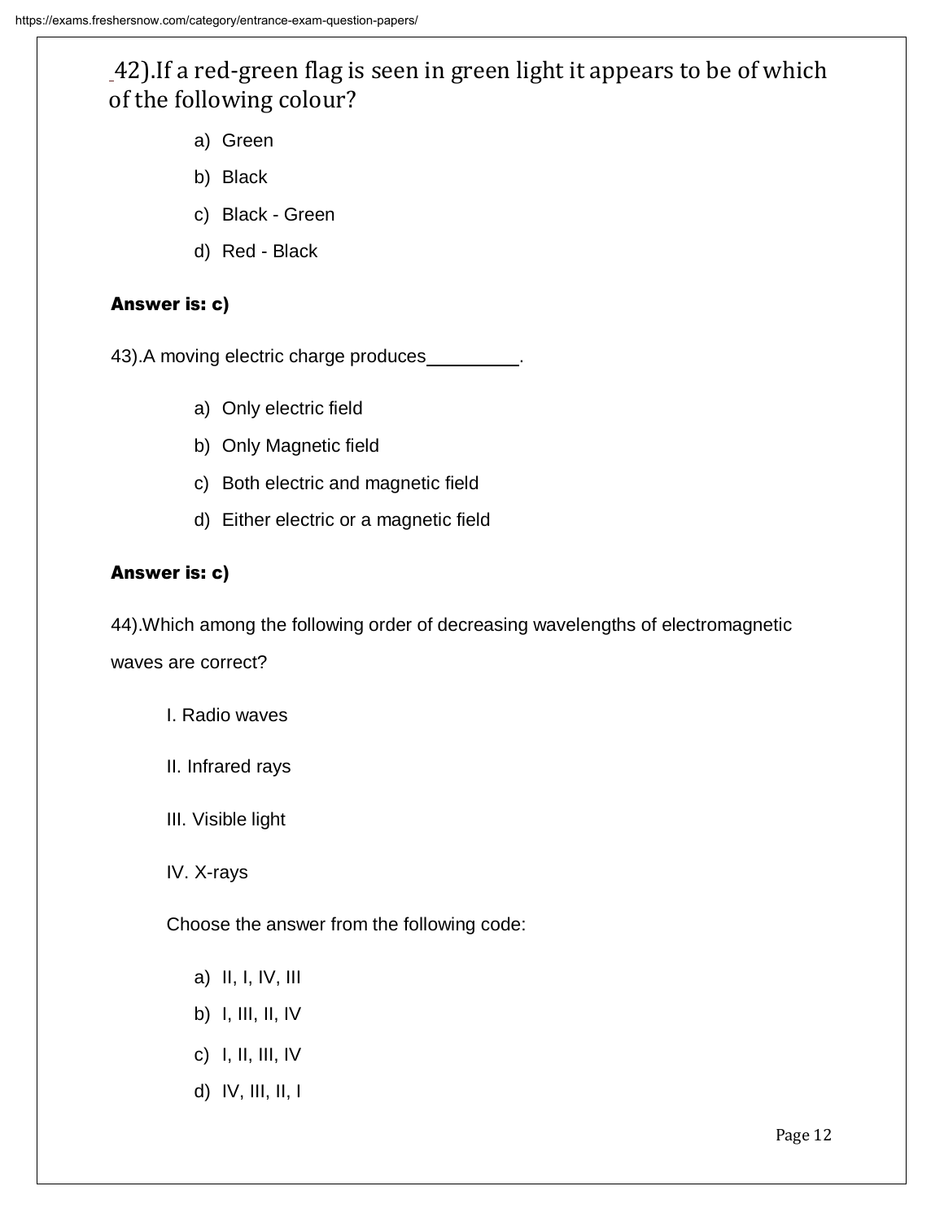42).If a red-green flag is seen in green light it appears to be of which of the following colour?

a) Green
b) Black
c) Black - Green
d) Red - Black

**Answer is: c)**

43).A moving electric charge produces_________.

a) Only electric field
b) Only Magnetic field
c) Both electric and magnetic field
d) Either electric or a magnetic field

**Answer is: c)**

44).Which among the following order of decreasing wavelengths of electromagnetic waves are correct?

I. Radio waves

II. Infrared rays

III. Visible light

IV. X-rays

Choose the answer from the following code:

a) II, I, IV, III
b) I, III, II, IV
c) I, II, III, IV
d) IV, III, II, I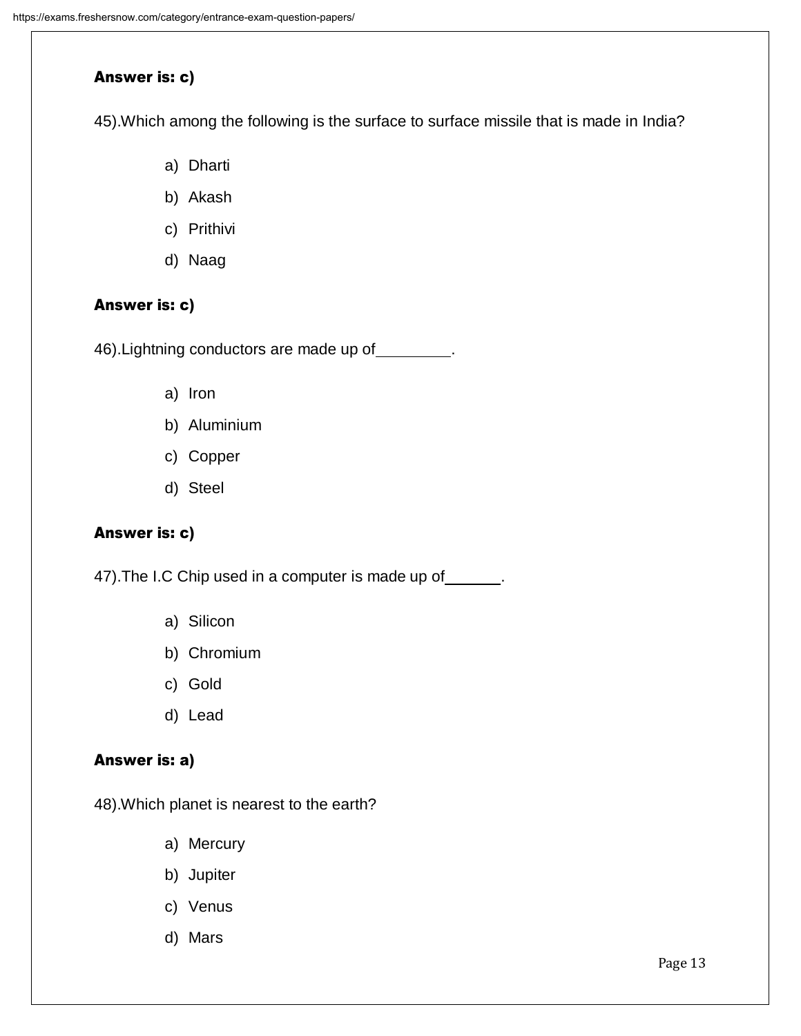**Answer is: c)**

45).Which among the following is the surface to surface missile that is made in India?

a) Dharti
b) Akash
c) Prithivi
d) Naag

**Answer is: c)**

46).Lightning conductors are made up of_________.

a) Iron
b) Aluminium
c) Copper
d) Steel

**Answer is: c)**

47).The I.C Chip used in a computer is made up of______.

a) Silicon
b) Chromium
c) Gold
d) Lead

**Answer is: a)**

48).Which planet is nearest to the earth?

a) Mercury
b) Jupiter
c) Venus
d) Mars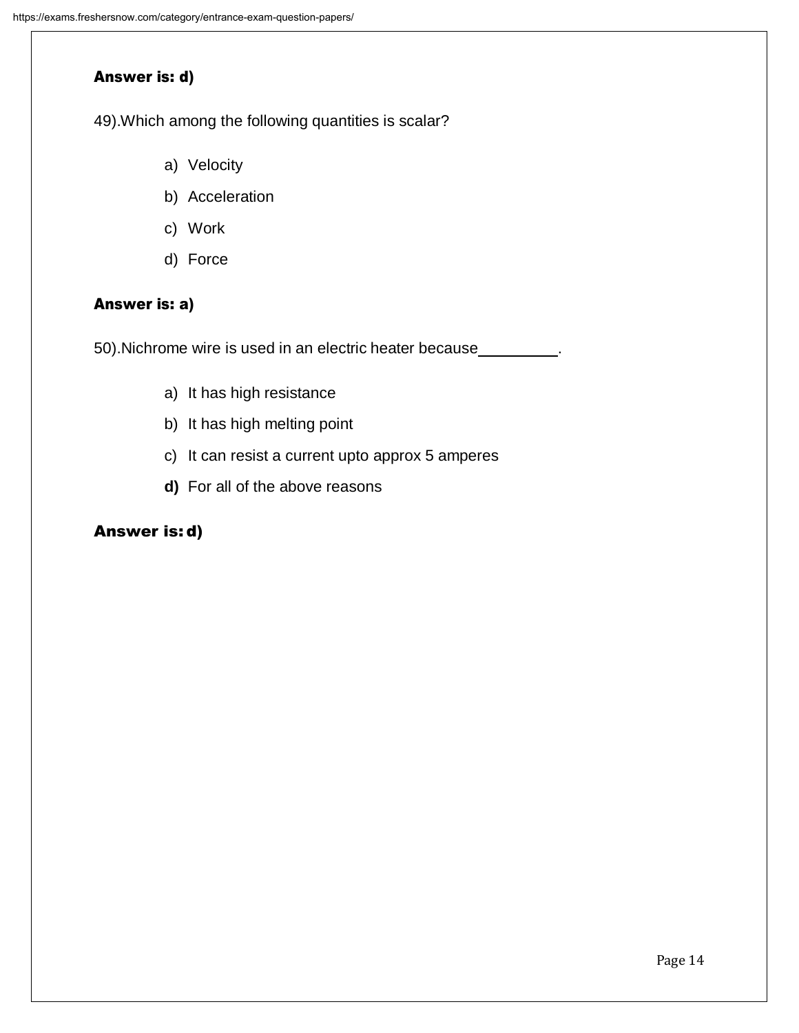**Answer is: d)**

49).Which among the following quantities is scalar?

a) Velocity
b) Acceleration
c) Work
d) Force

**Answer is: a)**

50).Nichrome wire is used in an electric heater because\_\_\_\_\_\_\_\_\_.

a) It has high resistance
b) It has high melting point
c) It can resist a current upto approx 5 amperes
**d)** For all of the above reasons

**Answer is: d)**